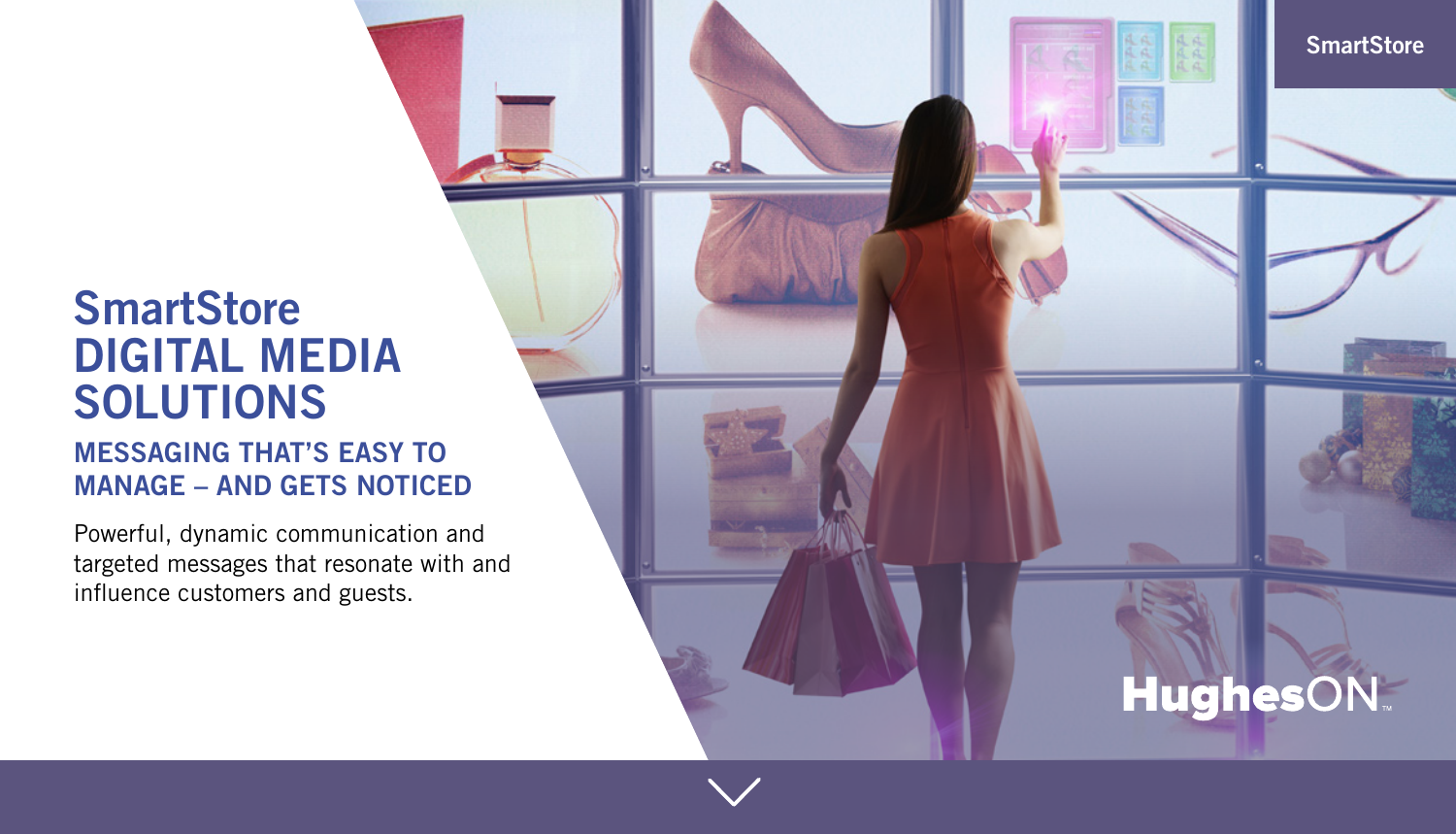SmartStore

# SmartStore DIGITAL MEDIA SOLUTIONS

## MESSAGING THAT'S EASY TO MANAGE – AND GETS NOTICED

Powerful, dynamic communication and targeted messages that resonate with and influence customers and guests.

HughesON™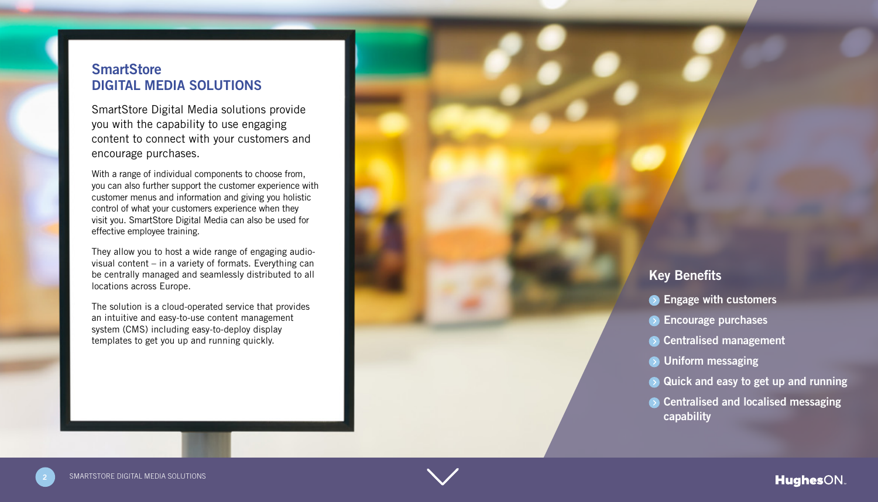# SmartStore
# DIGITAL MEDIA SOLUTIONS

SmartStore Digital Media solutions provide you with the capability to use engaging content to connect with your customers and encourage purchases.

With a range of individual components to choose from, you can also further support the customer experience with customer menus and information and giving you holistic control of what your customers experience when they visit you. SmartStore Digital Media can also be used for effective employee training.

They allow you to host a wide range of engaging audio-visual content – in a variety of formats. Everything can be centrally managed and seamlessly distributed to all locations across Europe.

The solution is a cloud-operated service that provides an intuitive and easy-to-use content management system (CMS) including easy-to-deploy display templates to get you up and running quickly.

## Key Benefits

- Engage with customers
- Encourage purchases
- Centralised management
- Uniform messaging
- Quick and easy to get up and running
- Centralised and localised messaging capability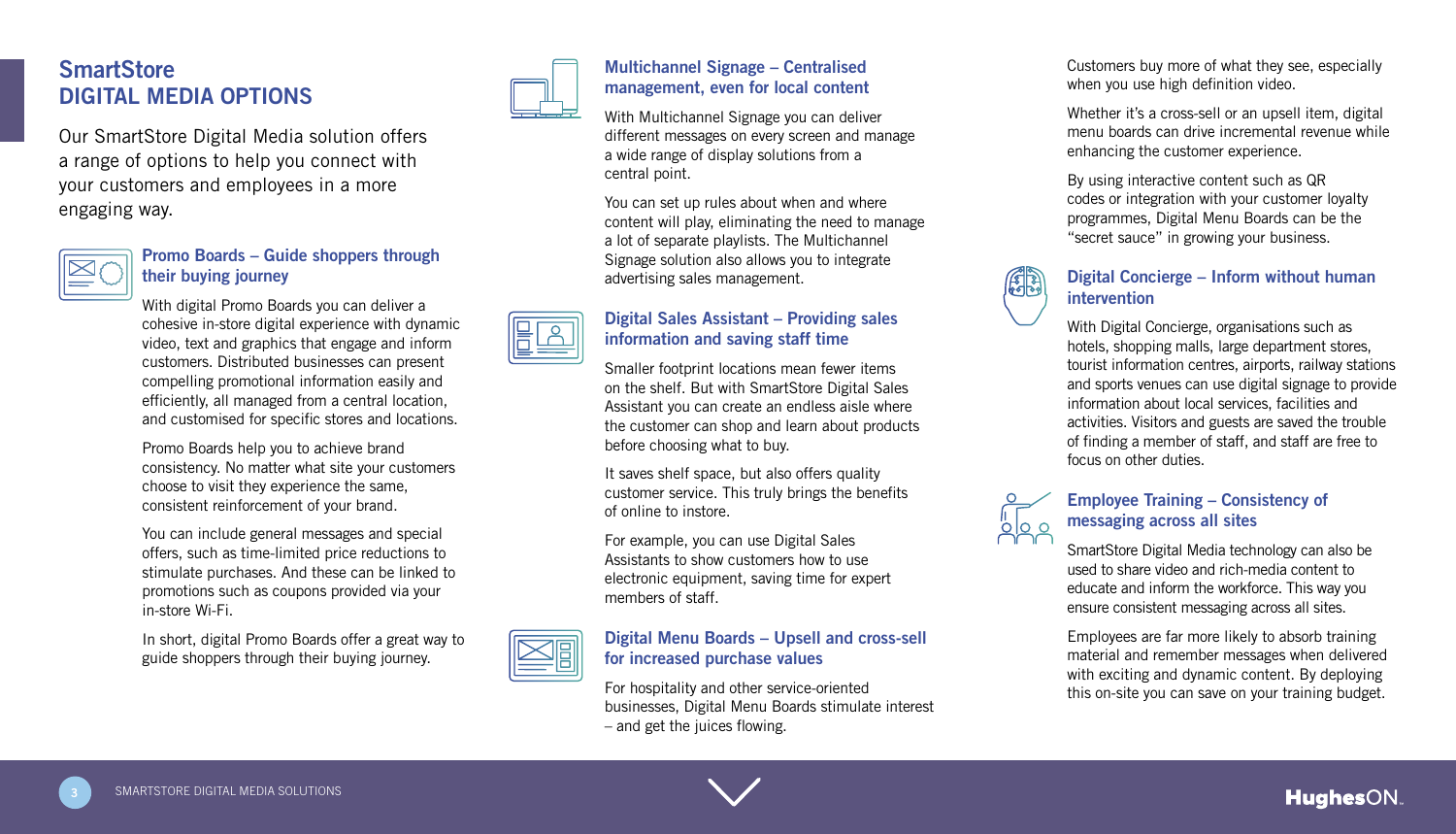# SmartStore DIGITAL MEDIA OPTIONS

Our SmartStore Digital Media solution offers a range of options to help you connect with your customers and employees in a more engaging way.

## Promo Boards – Guide shoppers through their buying journey

With digital Promo Boards you can deliver a cohesive in-store digital experience with dynamic video, text and graphics that engage and inform customers. Distributed businesses can present compelling promotional information easily and efficiently, all managed from a central location, and customised for specific stores and locations.

Promo Boards help you to achieve brand consistency. No matter what site your customers choose to visit they experience the same, consistent reinforcement of your brand.

You can include general messages and special offers, such as time-limited price reductions to stimulate purchases. And these can be linked to promotions such as coupons provided via your in-store Wi-Fi.

In short, digital Promo Boards offer a great way to guide shoppers through their buying journey.

## Multichannel Signage – Centralised management, even for local content

With Multichannel Signage you can deliver different messages on every screen and manage a wide range of display solutions from a central point.

You can set up rules about when and where content will play, eliminating the need to manage a lot of separate playlists. The Multichannel Signage solution also allows you to integrate advertising sales management.

## Digital Sales Assistant – Providing sales information and saving staff time

Smaller footprint locations mean fewer items on the shelf. But with SmartStore Digital Sales Assistant you can create an endless aisle where the customer can shop and learn about products before choosing what to buy.

It saves shelf space, but also offers quality customer service. This truly brings the benefits of online to instore.

For example, you can use Digital Sales Assistants to show customers how to use electronic equipment, saving time for expert members of staff.

## Digital Menu Boards – Upsell and cross-sell for increased purchase values

For hospitality and other service-oriented businesses, Digital Menu Boards stimulate interest – and get the juices flowing.

Customers buy more of what they see, especially when you use high definition video.

Whether it's a cross-sell or an upsell item, digital menu boards can drive incremental revenue while enhancing the customer experience.

By using interactive content such as QR codes or integration with your customer loyalty programmes, Digital Menu Boards can be the "secret sauce" in growing your business.

## Digital Concierge – Inform without human intervention

With Digital Concierge, organisations such as hotels, shopping malls, large department stores, tourist information centres, airports, railway stations and sports venues can use digital signage to provide information about local services, facilities and activities. Visitors and guests are saved the trouble of finding a member of staff, and staff are free to focus on other duties.

## Employee Training – Consistency of messaging across all sites

SmartStore Digital Media technology can also be used to share video and rich-media content to educate and inform the workforce. This way you ensure consistent messaging across all sites.

Employees are far more likely to absorb training material and remember messages when delivered with exciting and dynamic content. By deploying this on-site you can save on your training budget.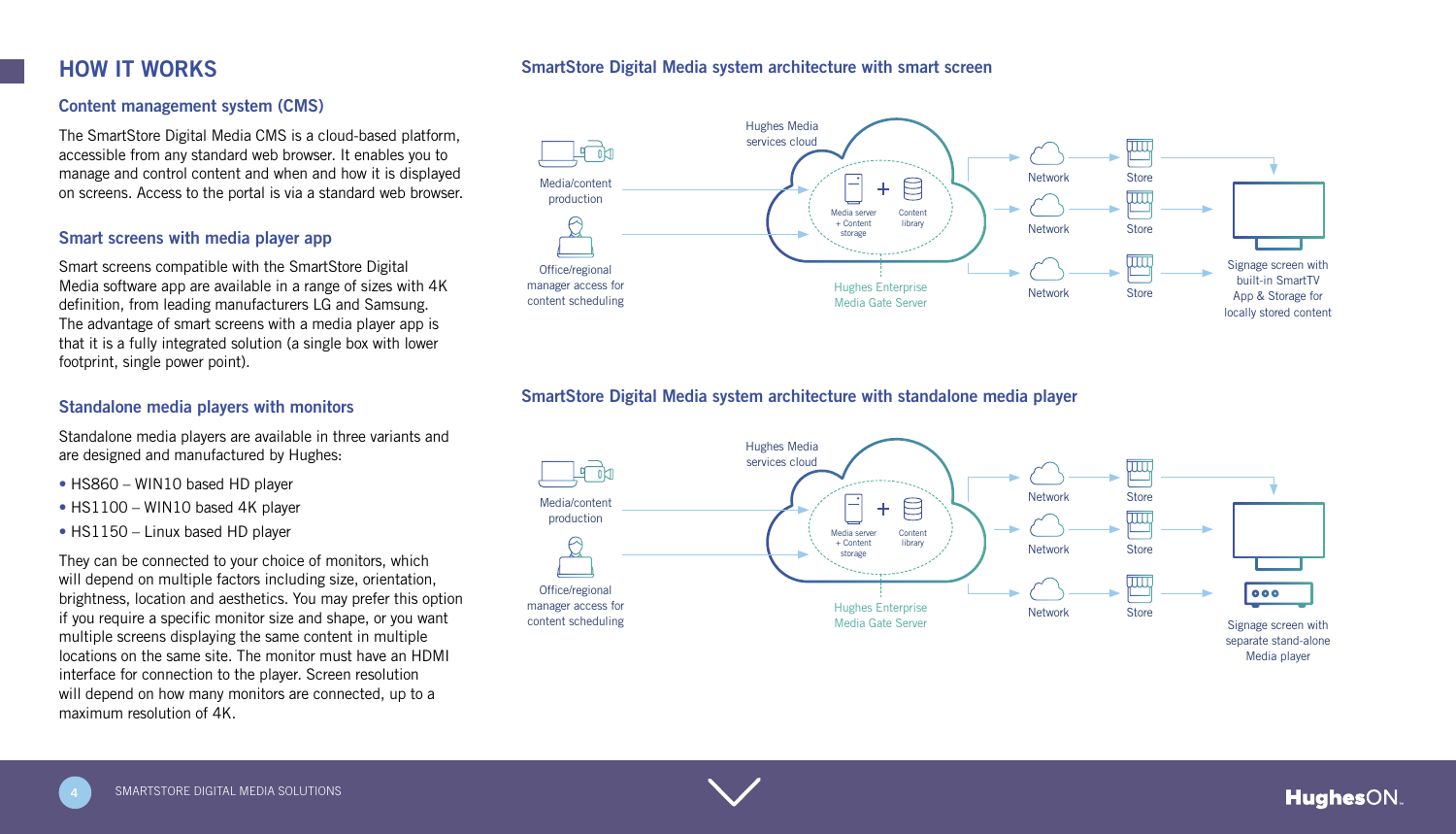## HOW IT WORKS

### Content management system (CMS)

The SmartStore Digital Media CMS is a cloud-based platform, accessible from any standard web browser. It enables you to manage and control content and when and how it is displayed on screens. Access to the portal is via a standard web browser.

### Smart screens with media player app

Smart screens compatible with the SmartStore Digital Media software app are available in a range of sizes with 4K definition, from leading manufacturers LG and Samsung. The advantage of smart screens with a media player app is that it is a fully integrated solution (a single box with lower footprint, single power point).

### Standalone media players with monitors

Standalone media players are available in three variants and are designed and manufactured by Hughes:

- HS860 – WIN10 based HD player
- HS1100 – WIN10 based 4K player
- HS1150 – Linux based HD player

They can be connected to your choice of monitors, which will depend on multiple factors including size, orientation, brightness, location and aesthetics. You may prefer this option if you require a specific monitor size and shape, or you want multiple screens displaying the same content in multiple locations on the same site. The monitor must have an HDMI interface for connection to the player. Screen resolution will depend on how many monitors are connected, up to a maximum resolution of 4K.

### SmartStore Digital Media system architecture with smart screen

Media/content production

Office/regional manager access for content scheduling

Hughes Media services cloud

Media server + Content storage

Content library

Hughes Enterprise Media Gate Server

Network — Store

Network — Store

Network — Store

Signage screen with built-in SmartTV App & Storage for locally stored content

### SmartStore Digital Media system architecture with standalone media player

Media/content production

Office/regional manager access for content scheduling

Hughes Media services cloud

Media server + Content storage

Content library

Hughes Enterprise Media Gate Server

Network — Store

Network — Store

Network — Store

Signage screen with separate stand-alone Media player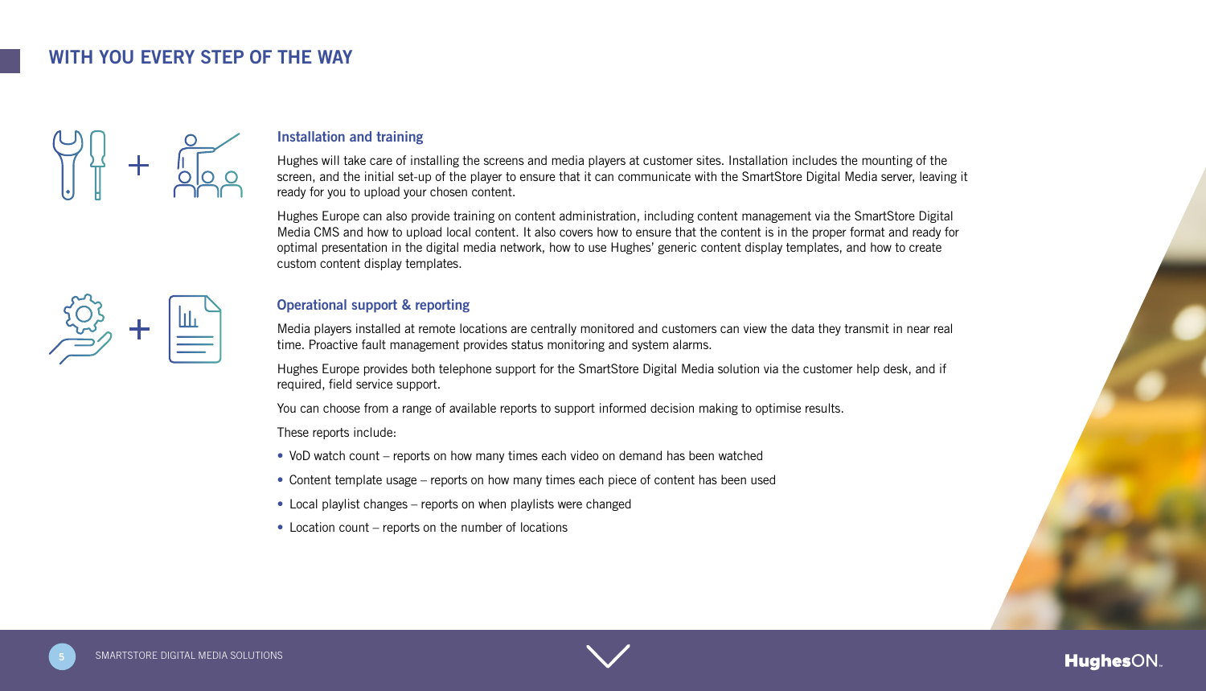## WITH YOU EVERY STEP OF THE WAY

### Installation and training

Hughes will take care of installing the screens and media players at customer sites. Installation includes the mounting of the screen, and the initial set-up of the player to ensure that it can communicate with the SmartStore Digital Media server, leaving it ready for you to upload your chosen content.

Hughes Europe can also provide training on content administration, including content management via the SmartStore Digital Media CMS and how to upload local content. It also covers how to ensure that the content is in the proper format and ready for optimal presentation in the digital media network, how to use Hughes' generic content display templates, and how to create custom content display templates.

### Operational support & reporting

Media players installed at remote locations are centrally monitored and customers can view the data they transmit in near real time. Proactive fault management provides status monitoring and system alarms.

Hughes Europe provides both telephone support for the SmartStore Digital Media solution via the customer help desk, and if required, field service support.

You can choose from a range of available reports to support informed decision making to optimise results.

These reports include:

- VoD watch count – reports on how many times each video on demand has been watched
- Content template usage – reports on how many times each piece of content has been used
- Local playlist changes – reports on when playlists were changed
- Location count – reports on the number of locations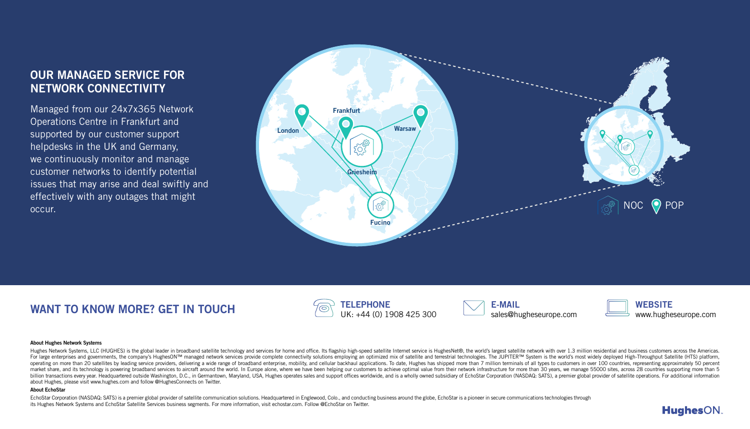## OUR MANAGED SERVICE FOR NETWORK CONNECTIVITY

Managed from our 24x7x365 Network Operations Centre in Frankfurt and supported by our customer support helpdesks in the UK and Germany, we continuously monitor and manage customer networks to identify potential issues that may arise and deal swiftly and effectively with any outages that might occur.

London
Frankfurt
Warsaw
Griesheim
Fucino

NOC POP

## WANT TO KNOW MORE? GET IN TOUCH

**TELEPHONE**
UK: +44 (0) 1908 425 300

**E-MAIL**
sales@hugheseurope.com

**WEBSITE**
www.hugheseurope.com

#### About Hughes Network Systems

Hughes Network Systems, LLC (HUGHES) is the global leader in broadband satellite technology and services for home and office. Its flagship high-speed satellite Internet service is HughesNet®, the world's largest satellite network with over 1.3 million residential and business customers across the Americas. For large enterprises and governments, the company's HughesON™ managed network services provide complete connectivity solutions employing an optimized mix of satellite and terrestrial technologies. The JUPITER™ System is the world's most widely deployed High-Throughput Satellite (HTS) platform, operating on more than 20 satellites by leading service providers, delivering a wide range of broadband enterprise, mobility, and cellular backhaul applications. To date, Hughes has shipped more than 7 million terminals of all types to customers in over 100 countries, representing approximately 50 percent market share, and its technology is powering broadband services to aircraft around the world. In Europe alone, where we have been helping our customers to achieve optimal value from their network infrastructure for more than 30 years, we manage 55000 sites, across 28 countries supporting more than 5 billion transactions every year. Headquartered outside Washington, D.C., in Germantown, Maryland, USA, Hughes operates sales and support offices worldwide, and is a wholly owned subsidiary of EchoStar Corporation (NASDAQ: SATS), a premier global provider of satellite operations. For additional information about Hughes, please visit www.hughes.com and follow @HughesConnects on Twitter.

#### About EchoStar

EchoStar Corporation (NASDAQ: SATS) is a premier global provider of satellite communication solutions. Headquartered in Englewood, Colo., and conducting business around the globe, EchoStar is a pioneer in secure communications technologies through its Hughes Network Systems and EchoStar Satellite Services business segments. For more information, visit echostar.com. Follow @EchoStar on Twitter.

HughesON